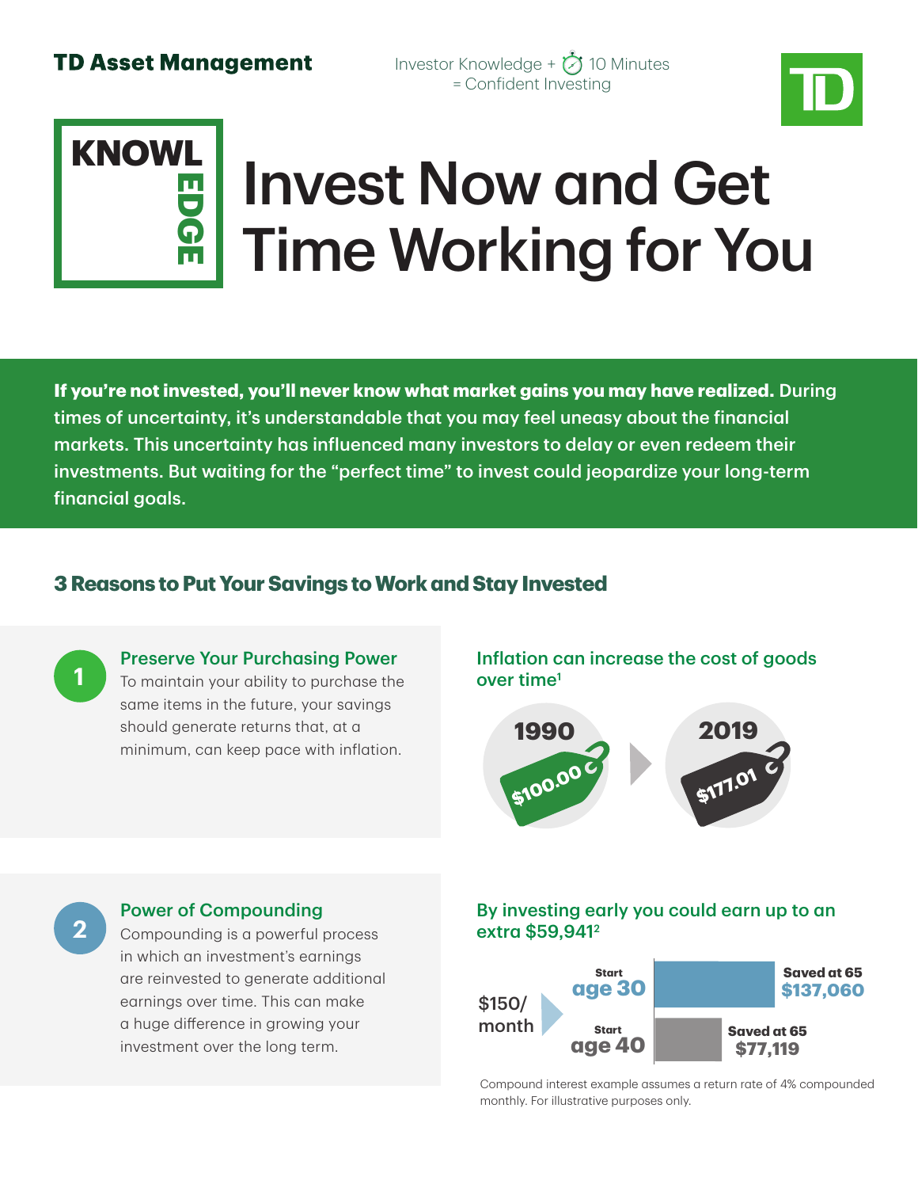**TD Asset Management**

Investor Knowledge + 10 Minutes = Confident Investing

KNOWLEDGE

# Invest Now and Get Time Working for You

**If you're not invested, you'll never know what market gains you may have realized.** During times of uncertainty, it's understandable that you may feel uneasy about the financial markets. This uncertainty has influenced many investors to delay or even redeem their investments. But waiting for the "perfect time" to invest could jeopardize your long-term financial goals.

## 3 Reasons to Put Your Savings to Work and Stay Invested

### 1 Preserve Your Purchasing Power

To maintain your ability to purchase the same items in the future, your savings should generate returns that, at a minimum, can keep pace with inflation.

**Inflation can increase the cost of goods over time[1]**

1990: $100.00 → 2019: $177.01

### 2 Power of Compounding

Compounding is a powerful process in which an investment's earnings are reinvested to generate additional earnings over time. This can make a huge difference in growing your investment over the long term.

**By investing early you could earn up to an extra $59,941[2]**

$150/month

| Start | Saved at 65 |
|---|---|
| age 30 | $137,060 |
| age 40 | $77,119 |

Compound interest example assumes a return rate of 4% compounded monthly. For illustrative purposes only.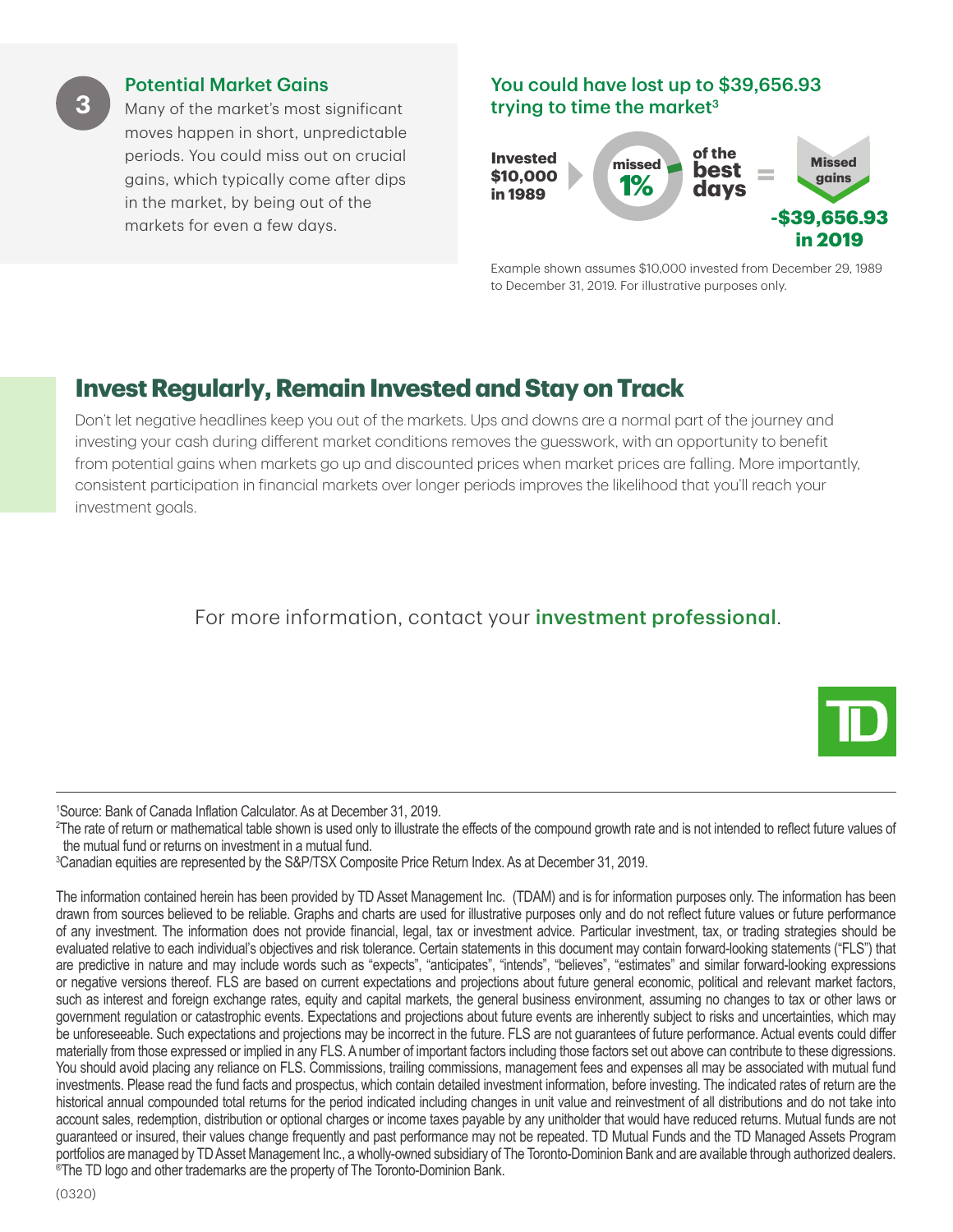3

### Potential Market Gains

Many of the market's most significant moves happen in short, unpredictable periods. You could miss out on crucial gains, which typically come after dips in the market, by being out of the markets for even a few days.

### You could have lost up to $39,656.93 trying to time the market[3]

Invested $10,000 in 1989

missed 1%

of the best days

=

Missed gains

-$39,656.93 in 2019

Example shown assumes $10,000 invested from December 29, 1989 to December 31, 2019. For illustrative purposes only.

## Invest Regularly, Remain Invested and Stay on Track

Don't let negative headlines keep you out of the markets. Ups and downs are a normal part of the journey and investing your cash during different market conditions removes the guesswork, with an opportunity to benefit from potential gains when markets go up and discounted prices when market prices are falling. More importantly, consistent participation in financial markets over longer periods improves the likelihood that you'll reach your investment goals.

For more information, contact your **investment professional**.

TD

[1]Source: Bank of Canada Inflation Calculator. As at December 31, 2019.

[2]The rate of return or mathematical table shown is used only to illustrate the effects of the compound growth rate and is not intended to reflect future values of the mutual fund or returns on investment in a mutual fund.

[3]Canadian equities are represented by the S&P/TSX Composite Price Return Index. As at December 31, 2019.

The information contained herein has been provided by TD Asset Management Inc. (TDAM) and is for information purposes only. The information has been drawn from sources believed to be reliable. Graphs and charts are used for illustrative purposes only and do not reflect future values or future performance of any investment. The information does not provide financial, legal, tax or investment advice. Particular investment, tax, or trading strategies should be evaluated relative to each individual's objectives and risk tolerance. Certain statements in this document may contain forward-looking statements ("FLS") that are predictive in nature and may include words such as "expects", "anticipates", "intends", "believes", "estimates" and similar forward-looking expressions or negative versions thereof. FLS are based on current expectations and projections about future general economic, political and relevant market factors, such as interest and foreign exchange rates, equity and capital markets, the general business environment, assuming no changes to tax or other laws or government regulation or catastrophic events. Expectations and projections about future events are inherently subject to risks and uncertainties, which may be unforeseeable. Such expectations and projections may be incorrect in the future. FLS are not guarantees of future performance. Actual events could differ materially from those expressed or implied in any FLS. A number of important factors including those factors set out above can contribute to these digressions. You should avoid placing any reliance on FLS. Commissions, trailing commissions, management fees and expenses all may be associated with mutual fund investments. Please read the fund facts and prospectus, which contain detailed investment information, before investing. The indicated rates of return are the historical annual compounded total returns for the period indicated including changes in unit value and reinvestment of all distributions and do not take into account sales, redemption, distribution or optional charges or income taxes payable by any unitholder that would have reduced returns. Mutual funds are not guaranteed or insured, their values change frequently and past performance may not be repeated. TD Mutual Funds and the TD Managed Assets Program portfolios are managed by TD Asset Management Inc., a wholly-owned subsidiary of The Toronto-Dominion Bank and are available through authorized dealers. ®The TD logo and other trademarks are the property of The Toronto-Dominion Bank.

(0320)